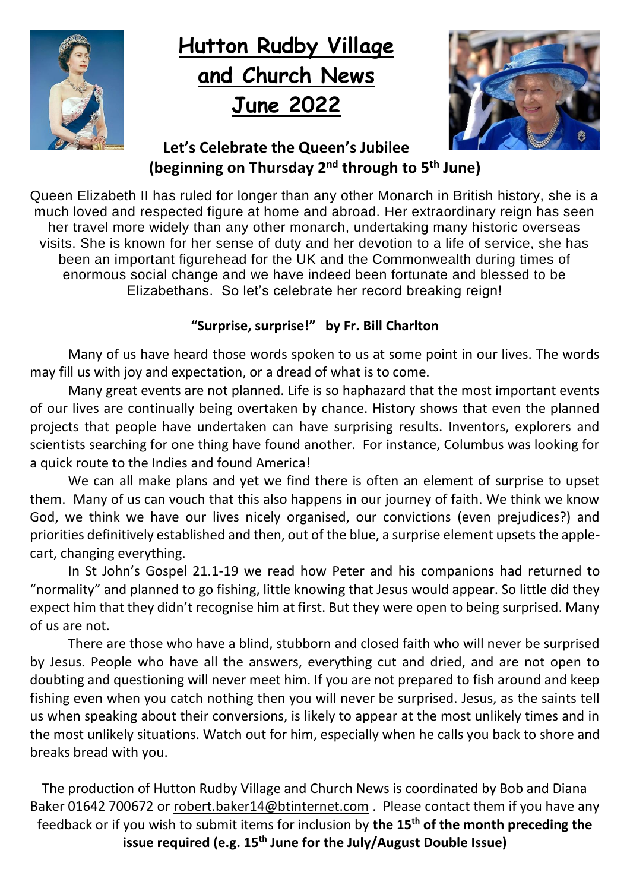# Hutton Rudby Village and Church News June 2022

## Let's Celebrate the Queen's Jubilee (beginning on Thursday 2nd through to 5th June)

Queen Elizabeth II has ruled for longer than any other Monarch in British history, she is a much loved and respected figure at home and abroad. Her extraordinary reign has seen her travel more widely than any other monarch, undertaking many historic overseas visits. She is known for her sense of duty and her devotion to a life of service, she has been an important figurehead for the UK and the Commonwealth during times of enormous social change and we have indeed been fortunate and blessed to be Elizabethans. So let's celebrate her record breaking reign!

### "Surprise, surprise!" by Fr. Bill Charlton

Many of us have heard those words spoken to us at some point in our lives. The words may fill us with joy and expectation, or a dread of what is to come.

Many great events are not planned. Life is so haphazard that the most important events of our lives are continually being overtaken by chance. History shows that even the planned projects that people have undertaken can have surprising results. Inventors, explorers and scientists searching for one thing have found another. For instance, Columbus was looking for a quick route to the Indies and found America!

We can all make plans and yet we find there is often an element of surprise to upset them. Many of us can vouch that this also happens in our journey of faith. We think we know God, we think we have our lives nicely organised, our convictions (even prejudices?) and priorities definitively established and then, out of the blue, a surprise element upsets the apple-cart, changing everything.

In St John's Gospel 21.1-19 we read how Peter and his companions had returned to "normality" and planned to go fishing, little knowing that Jesus would appear. So little did they expect him that they didn't recognise him at first. But they were open to being surprised. Many of us are not.

There are those who have a blind, stubborn and closed faith who will never be surprised by Jesus. People who have all the answers, everything cut and dried, and are not open to doubting and questioning will never meet him. If you are not prepared to fish around and keep fishing even when you catch nothing then you will never be surprised. Jesus, as the saints tell us when speaking about their conversions, is likely to appear at the most unlikely times and in the most unlikely situations. Watch out for him, especially when he calls you back to shore and breaks bread with you.

The production of Hutton Rudby Village and Church News is coordinated by Bob and Diana Baker 01642 700672 or robert.baker14@btinternet.com . Please contact them if you have any feedback or if you wish to submit items for inclusion by **the 15th of the month preceding the issue required (e.g. 15th June for the July/August Double Issue)**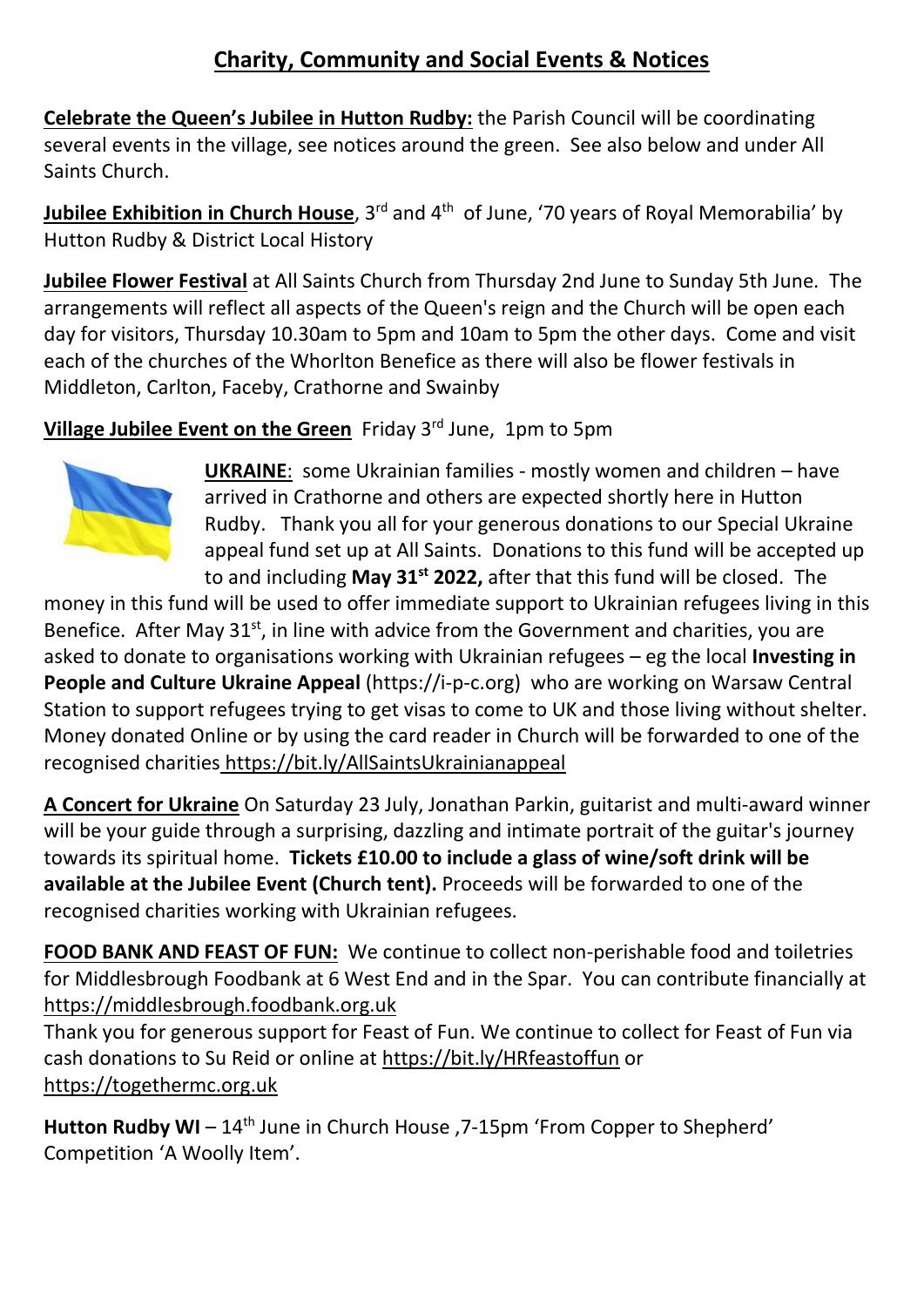## Charity, Community and Social Events & Notices

**Celebrate the Queen's Jubilee in Hutton Rudby:** the Parish Council will be coordinating several events in the village, see notices around the green. See also below and under All Saints Church.

**Jubilee Exhibition in Church House**, 3rd and 4th of June, '70 years of Royal Memorabilia' by Hutton Rudby & District Local History

**Jubilee Flower Festival** at All Saints Church from Thursday 2nd June to Sunday 5th June. The arrangements will reflect all aspects of the Queen's reign and the Church will be open each day for visitors, Thursday 10.30am to 5pm and 10am to 5pm the other days. Come and visit each of the churches of the Whorlton Benefice as there will also be flower festivals in Middleton, Carlton, Faceby, Crathorne and Swainby

**Village Jubilee Event on the Green** Friday 3rd June, 1pm to 5pm

**UKRAINE**: some Ukrainian families - mostly women and children – have arrived in Crathorne and others are expected shortly here in Hutton Rudby. Thank you all for your generous donations to our Special Ukraine appeal fund set up at All Saints. Donations to this fund will be accepted up to and including **May 31st 2022,** after that this fund will be closed. The money in this fund will be used to offer immediate support to Ukrainian refugees living in this Benefice. After May 31st, in line with advice from the Government and charities, you are asked to donate to organisations working with Ukrainian refugees – eg the local **Investing in People and Culture Ukraine Appeal** (https://i-p-c.org) who are working on Warsaw Central Station to support refugees trying to get visas to come to UK and those living without shelter. Money donated Online or by using the card reader in Church will be forwarded to one of the recognised charities https://bit.ly/AllSaintsUkrainianappeal

**A Concert for Ukraine** On Saturday 23 July, Jonathan Parkin, guitarist and multi-award winner will be your guide through a surprising, dazzling and intimate portrait of the guitar's journey towards its spiritual home. **Tickets £10.00 to include a glass of wine/soft drink will be available at the Jubilee Event (Church tent).** Proceeds will be forwarded to one of the recognised charities working with Ukrainian refugees.

**FOOD BANK AND FEAST OF FUN:** We continue to collect non-perishable food and toiletries for Middlesbrough Foodbank at 6 West End and in the Spar. You can contribute financially at https://middlesbrough.foodbank.org.uk

Thank you for generous support for Feast of Fun. We continue to collect for Feast of Fun via cash donations to Su Reid or online at https://bit.ly/HRfeastoffun or https://togethermc.org.uk

**Hutton Rudby WI** – 14th June in Church House ,7-15pm 'From Copper to Shepherd' Competition 'A Woolly Item'.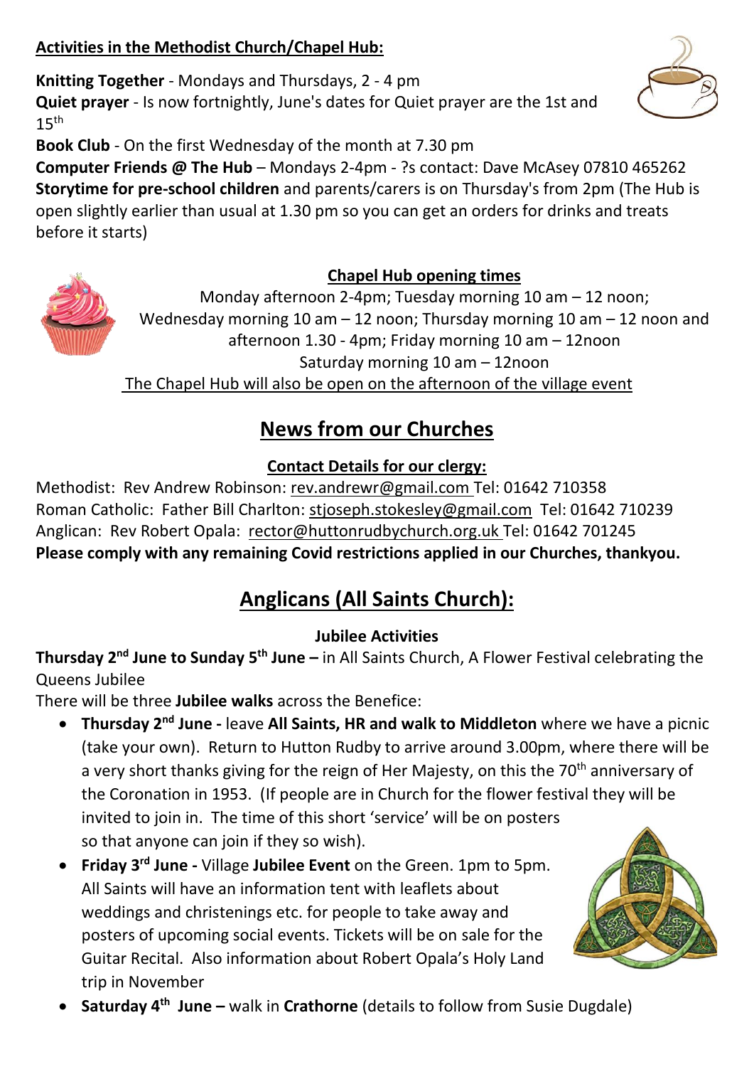**Activities in the Methodist Church/Chapel Hub:**

**Knitting Together** - Mondays and Thursdays, 2 - 4 pm
**Quiet prayer** - Is now fortnightly, June's dates for Quiet prayer are the 1st and 15th
**Book Club** - On the first Wednesday of the month at 7.30 pm
**Computer Friends @ The Hub** – Mondays 2-4pm - ?s contact: Dave McAsey 07810 465262
**Storytime for pre-school children** and parents/carers is on Thursday's from 2pm (The Hub is open slightly earlier than usual at 1.30 pm so you can get an orders for drinks and treats before it starts)

**Chapel Hub opening times**

Monday afternoon 2-4pm; Tuesday morning 10 am – 12 noon; Wednesday morning 10 am – 12 noon; Thursday morning 10 am – 12 noon and afternoon 1.30 - 4pm; Friday morning 10 am – 12noon
Saturday morning 10 am – 12noon
The Chapel Hub will also be open on the afternoon of the village event

## News from our Churches

**Contact Details for our clergy:**

Methodist: Rev Andrew Robinson: rev.andrewr@gmail.com Tel: 01642 710358
Roman Catholic: Father Bill Charlton: stjoseph.stokesley@gmail.com Tel: 01642 710239
Anglican: Rev Robert Opala: rector@huttonrudbychurch.org.uk Tel: 01642 701245
**Please comply with any remaining Covid restrictions applied in our Churches, thankyou.**

## Anglicans (All Saints Church):

**Jubilee Activities**

**Thursday 2nd June to Sunday 5th June –** in All Saints Church, A Flower Festival celebrating the Queens Jubilee

There will be three **Jubilee walks** across the Benefice:

- **Thursday 2nd June -** leave **All Saints, HR and walk to Middleton** where we have a picnic (take your own). Return to Hutton Rudby to arrive around 3.00pm, where there will be a very short thanks giving for the reign of Her Majesty, on this the 70th anniversary of the Coronation in 1953. (If people are in Church for the flower festival they will be invited to join in. The time of this short 'service' will be on posters so that anyone can join if they so wish).
- **Friday 3rd June -** Village **Jubilee Event** on the Green. 1pm to 5pm. All Saints will have an information tent with leaflets about weddings and christenings etc. for people to take away and posters of upcoming social events. Tickets will be on sale for the Guitar Recital. Also information about Robert Opala's Holy Land trip in November
- **Saturday 4th June –** walk in **Crathorne** (details to follow from Susie Dugdale)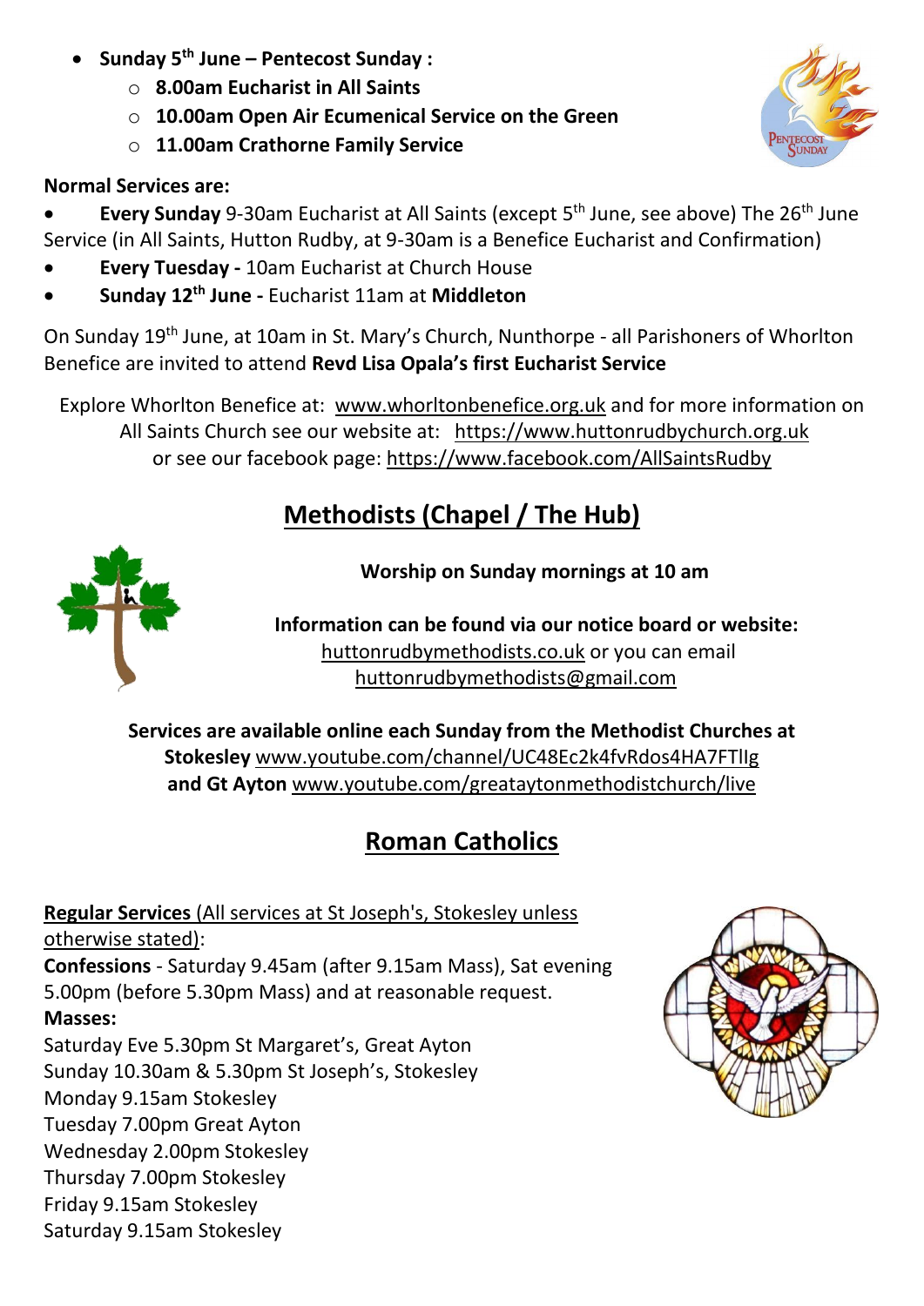- **Sunday 5th June – Pentecost Sunday :**
  - **8.00am Eucharist in All Saints**
  - **10.00am Open Air Ecumenical Service on the Green**
  - **11.00am Crathorne Family Service**

**Normal Services are:**

- **Every Sunday** 9-30am Eucharist at All Saints (except 5th June, see above) The 26th June Service (in All Saints, Hutton Rudby, at 9-30am is a Benefice Eucharist and Confirmation)
- **Every Tuesday -** 10am Eucharist at Church House
- **Sunday 12th June -** Eucharist 11am at **Middleton**

On Sunday 19th June, at 10am in St. Mary's Church, Nunthorpe - all Parishoners of Whorlton Benefice are invited to attend **Revd Lisa Opala's first Eucharist Service**

Explore Whorlton Benefice at: www.whorltonbenefice.org.uk and for more information on All Saints Church see our website at: https://www.huttonrudbychurch.org.uk or see our facebook page: https://www.facebook.com/AllSaintsRudby

## Methodists (Chapel / The Hub)

**Worship on Sunday mornings at 10 am**

**Information can be found via our notice board or website:** huttonrudbymethodists.co.uk or you can email huttonrudbymethodists@gmail.com

**Services are available online each Sunday from the Methodist Churches at Stokesley** www.youtube.com/channel/UC48Ec2k4fvRdos4HA7FTlIg **and Gt Ayton** www.youtube.com/greataytonmethodistchurch/live

## Roman Catholics

**Regular Services** (All services at St Joseph's, Stokesley unless otherwise stated):

**Confessions** - Saturday 9.45am (after 9.15am Mass), Sat evening 5.00pm (before 5.30pm Mass) and at reasonable request.

**Masses:**

Saturday Eve 5.30pm St Margaret's, Great Ayton
Sunday 10.30am & 5.30pm St Joseph's, Stokesley
Monday 9.15am Stokesley
Tuesday 7.00pm Great Ayton
Wednesday 2.00pm Stokesley
Thursday 7.00pm Stokesley
Friday 9.15am Stokesley
Saturday 9.15am Stokesley